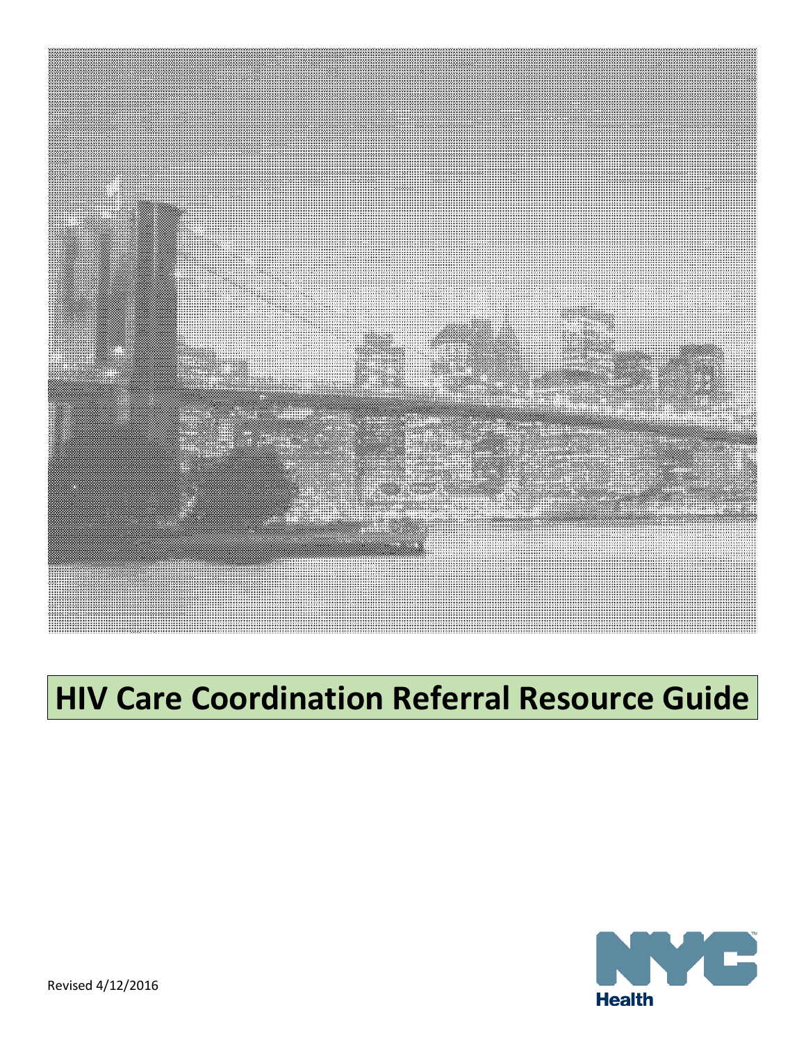# HIV Care Coordination Referral Resource Guide

Revised 4/12/2016

NYC Health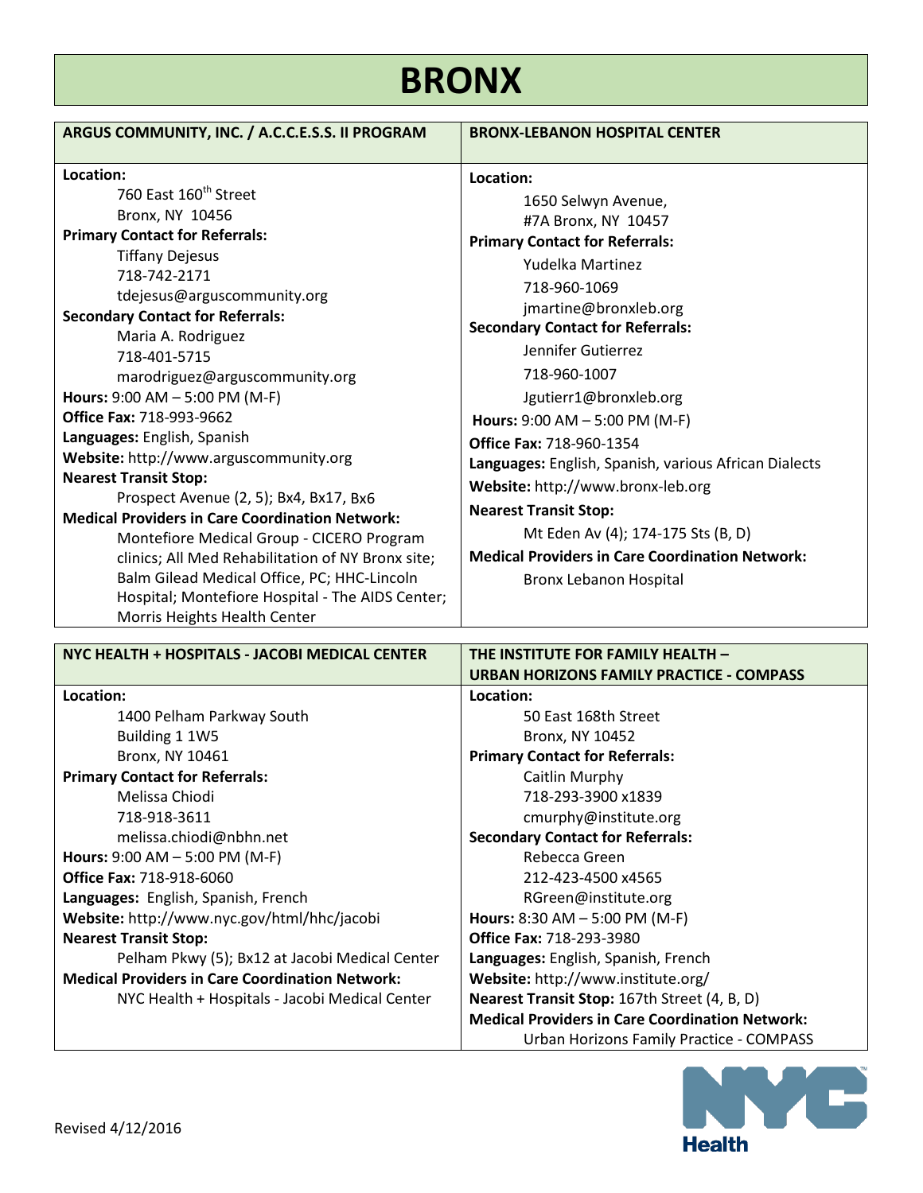# BRONX

## ARGUS COMMUNITY, INC. / A.C.C.E.S.S. II PROGRAM

**Location:**
760 East 160th Street
Bronx, NY 10456

**Primary Contact for Referrals:**
Tiffany Dejesus
718-742-2171
tdejesus@arguscommunity.org

**Secondary Contact for Referrals:**
Maria A. Rodriguez
718-401-5715
marodriguez@arguscommunity.org

**Hours:** 9:00 AM – 5:00 PM (M-F)
**Office Fax:** 718-993-9662
**Languages:** English, Spanish
**Website:** http://www.arguscommunity.org

**Nearest Transit Stop:**
Prospect Avenue (2, 5); Bx4, Bx17, Bx6

**Medical Providers in Care Coordination Network:**
Montefiore Medical Group - CICERO Program clinics; All Med Rehabilitation of NY Bronx site; Balm Gilead Medical Office, PC; HHC-Lincoln Hospital; Montefiore Hospital - The AIDS Center; Morris Heights Health Center

## BRONX-LEBANON HOSPITAL CENTER

**Location:**
1650 Selwyn Avenue,
#7A Bronx, NY 10457

**Primary Contact for Referrals:**
Yudelka Martinez
718-960-1069
jmartine@bronxleb.org

**Secondary Contact for Referrals:**
Jennifer Gutierrez
718-960-1007
Jgutierr1@bronxleb.org

**Hours:** 9:00 AM – 5:00 PM (M-F)
**Office Fax:** 718-960-1354
**Languages:** English, Spanish, various African Dialects
**Website:** http://www.bronx-leb.org

**Nearest Transit Stop:**
Mt Eden Av (4); 174-175 Sts (B, D)

**Medical Providers in Care Coordination Network:**
Bronx Lebanon Hospital

## NYC HEALTH + HOSPITALS - JACOBI MEDICAL CENTER

**Location:**
1400 Pelham Parkway South
Building 1 1W5
Bronx, NY 10461

**Primary Contact for Referrals:**
Melissa Chiodi
718-918-3611
melissa.chiodi@nbhn.net

**Hours:** 9:00 AM – 5:00 PM (M-F)
**Office Fax:** 718-918-6060
**Languages:** English, Spanish, French
**Website:** http://www.nyc.gov/html/hhc/jacobi

**Nearest Transit Stop:**
Pelham Pkwy (5); Bx12 at Jacobi Medical Center

**Medical Providers in Care Coordination Network:**
NYC Health + Hospitals - Jacobi Medical Center

## THE INSTITUTE FOR FAMILY HEALTH – URBAN HORIZONS FAMILY PRACTICE - COMPASS

**Location:**
50 East 168th Street
Bronx, NY 10452

**Primary Contact for Referrals:**
Caitlin Murphy
718-293-3900 x1839
cmurphy@institute.org

**Secondary Contact for Referrals:**
Rebecca Green
212-423-4500 x4565
RGreen@institute.org

**Hours:** 8:30 AM – 5:00 PM (M-F)
**Office Fax:** 718-293-3980
**Languages:** English, Spanish, French
**Website:** http://www.institute.org/
**Nearest Transit Stop:** 167th Street (4, B, D)

**Medical Providers in Care Coordination Network:**
Urban Horizons Family Practice - COMPASS

Revised 4/12/2016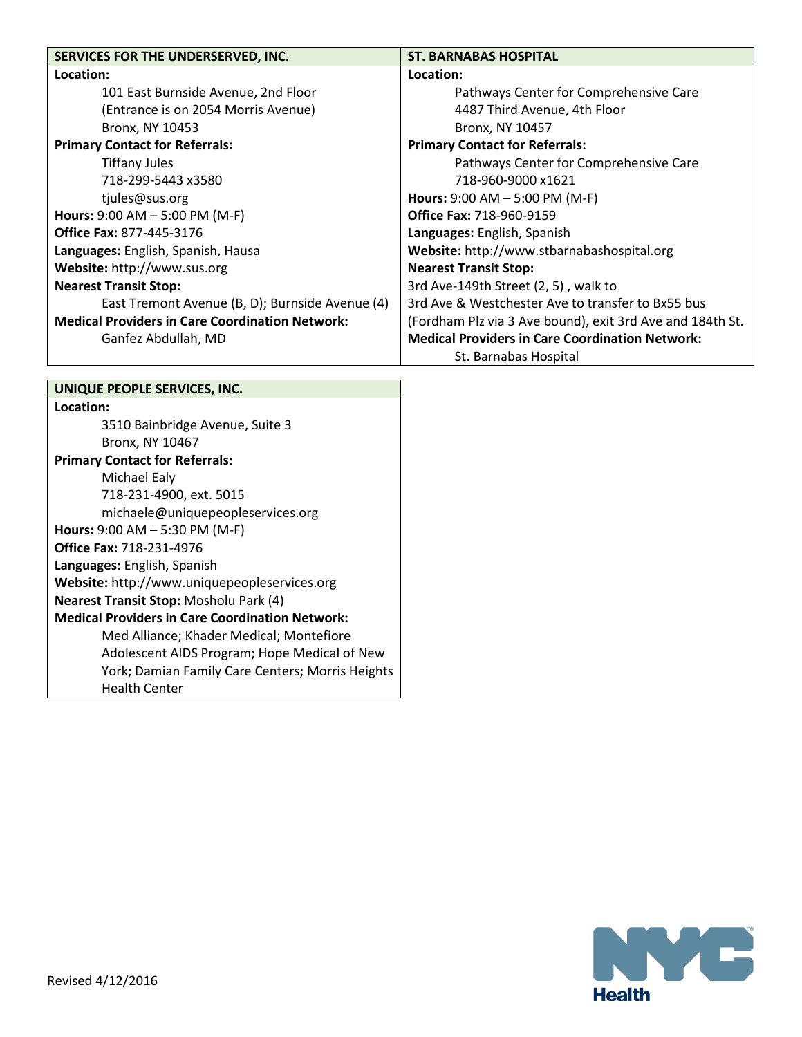| SERVICES FOR THE UNDERSERVED, INC. |
|---|
| **Location:**<br>101 East Burnside Avenue, 2nd Floor<br>(Entrance is on 2054 Morris Avenue)<br>Bronx, NY 10453 |
| **Primary Contact for Referrals:**<br>Tiffany Jules<br>718-299-5443 x3580<br>tjules@sus.org |
| **Hours:** 9:00 AM – 5:00 PM (M-F) |
| **Office Fax:** 877-445-3176 |
| **Languages:** English, Spanish, Hausa |
| **Website:** http://www.sus.org |
| **Nearest Transit Stop:**<br>East Tremont Avenue (B, D); Burnside Avenue (4) |
| **Medical Providers in Care Coordination Network:**<br>Ganfez Abdullah, MD |

| ST. BARNABAS HOSPITAL |
|---|
| **Location:**<br>Pathways Center for Comprehensive Care<br>4487 Third Avenue, 4th Floor<br>Bronx, NY 10457 |
| **Primary Contact for Referrals:**<br>Pathways Center for Comprehensive Care<br>718-960-9000 x1621 |
| **Hours:** 9:00 AM – 5:00 PM (M-F) |
| **Office Fax:** 718-960-9159 |
| **Languages:** English, Spanish |
| **Website:** http://www.stbarnabashospital.org |
| **Nearest Transit Stop:**<br>3rd Ave-149th Street (2, 5) , walk to 3rd Ave & Westchester Ave to transfer to Bx55 bus (Fordham Plz via 3 Ave bound), exit 3rd Ave and 184th St. |
| **Medical Providers in Care Coordination Network:**<br>St. Barnabas Hospital |

| UNIQUE PEOPLE SERVICES, INC. |
|---|
| **Location:**<br>3510 Bainbridge Avenue, Suite 3<br>Bronx, NY 10467 |
| **Primary Contact for Referrals:**<br>Michael Ealy<br>718-231-4900, ext. 5015<br>michaele@uniquepeopleservices.org |
| **Hours:** 9:00 AM – 5:30 PM (M-F) |
| **Office Fax:** 718-231-4976 |
| **Languages:** English, Spanish |
| **Website:** http://www.uniquepeopleservices.org |
| **Nearest Transit Stop:** Mosholu Park (4) |
| **Medical Providers in Care Coordination Network:**<br>Med Alliance; Khader Medical; Montefiore Adolescent AIDS Program; Hope Medical of New York; Damian Family Care Centers; Morris Heights Health Center |

Revised 4/12/2016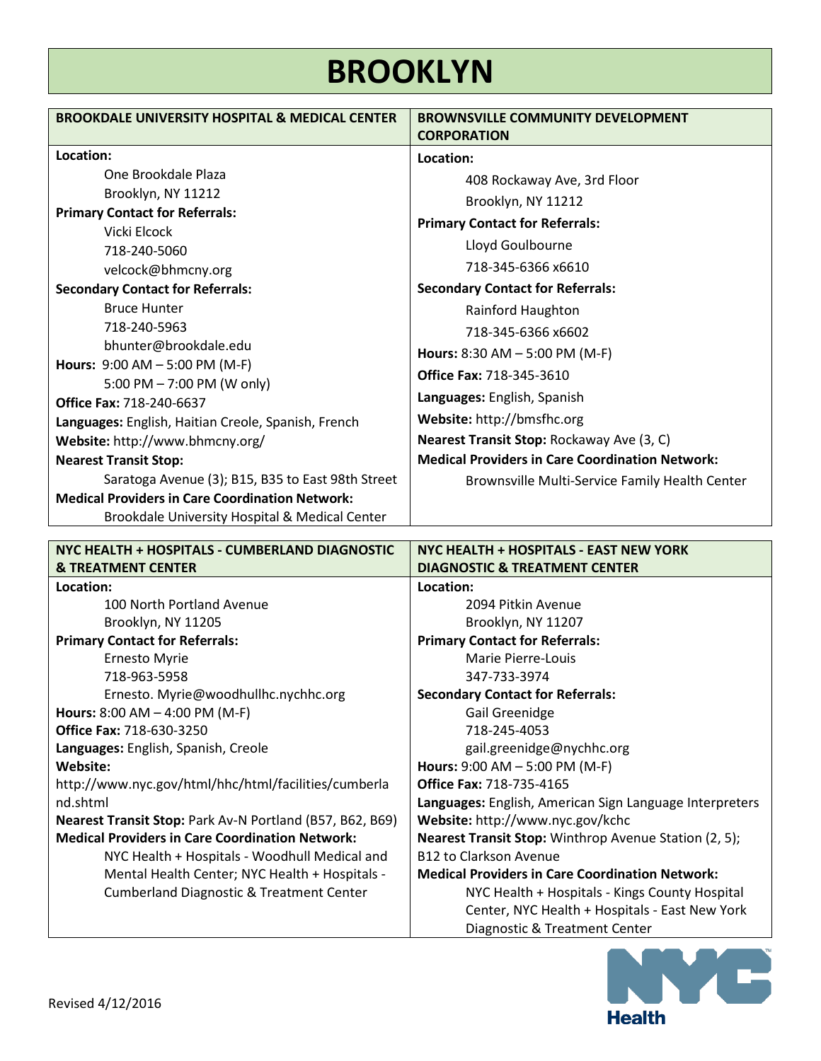# BROOKLYN

## BROOKDALE UNIVERSITY HOSPITAL & MEDICAL CENTER

**Location:**
One Brookdale Plaza
Brooklyn, NY 11212

**Primary Contact for Referrals:**
Vicki Elcock
718-240-5060
velcock@bhmcny.org

**Secondary Contact for Referrals:**
Bruce Hunter
718-240-5963
bhunter@brookdale.edu

**Hours:** 9:00 AM – 5:00 PM (M-F)
5:00 PM – 7:00 PM (W only)

**Office Fax:** 718-240-6637

**Languages:** English, Haitian Creole, Spanish, French

**Website:** http://www.bhmcny.org/

**Nearest Transit Stop:**
Saratoga Avenue (3); B15, B35 to East 98th Street

**Medical Providers in Care Coordination Network:**
Brookdale University Hospital & Medical Center

## BROWNSVILLE COMMUNITY DEVELOPMENT CORPORATION

**Location:**
408 Rockaway Ave, 3rd Floor
Brooklyn, NY 11212

**Primary Contact for Referrals:**
Lloyd Goulbourne
718-345-6366 x6610

**Secondary Contact for Referrals:**
Rainford Haughton
718-345-6366 x6602

**Hours:** 8:30 AM – 5:00 PM (M-F)

**Office Fax:** 718-345-3610

**Languages:** English, Spanish

**Website:** http://bmsfhc.org

**Nearest Transit Stop:** Rockaway Ave (3, C)

**Medical Providers in Care Coordination Network:**
Brownsville Multi-Service Family Health Center

## NYC HEALTH + HOSPITALS - CUMBERLAND DIAGNOSTIC & TREATMENT CENTER

**Location:**
100 North Portland Avenue
Brooklyn, NY 11205

**Primary Contact for Referrals:**
Ernesto Myrie
718-963-5958
Ernesto. Myrie@woodhullhc.nychhc.org

**Hours:** 8:00 AM – 4:00 PM (M-F)

**Office Fax:** 718-630-3250

**Languages:** English, Spanish, Creole

**Website:**
http://www.nyc.gov/html/hhc/html/facilities/cumberland.shtml

**Nearest Transit Stop:** Park Av-N Portland (B57, B62, B69)

**Medical Providers in Care Coordination Network:**
NYC Health + Hospitals - Woodhull Medical and Mental Health Center; NYC Health + Hospitals - Cumberland Diagnostic & Treatment Center

## NYC HEALTH + HOSPITALS - EAST NEW YORK DIAGNOSTIC & TREATMENT CENTER

**Location:**
2094 Pitkin Avenue
Brooklyn, NY 11207

**Primary Contact for Referrals:**
Marie Pierre-Louis
347-733-3974

**Secondary Contact for Referrals:**
Gail Greenidge
718-245-4053
gail.greenidge@nychhc.org

**Hours:** 9:00 AM – 5:00 PM (M-F)

**Office Fax:** 718-735-4165

**Languages:** English, American Sign Language Interpreters

**Website:** http://www.nyc.gov/kchc

**Nearest Transit Stop:** Winthrop Avenue Station (2, 5); B12 to Clarkson Avenue

**Medical Providers in Care Coordination Network:**
NYC Health + Hospitals - Kings County Hospital Center, NYC Health + Hospitals - East New York Diagnostic & Treatment Center

Revised 4/12/2016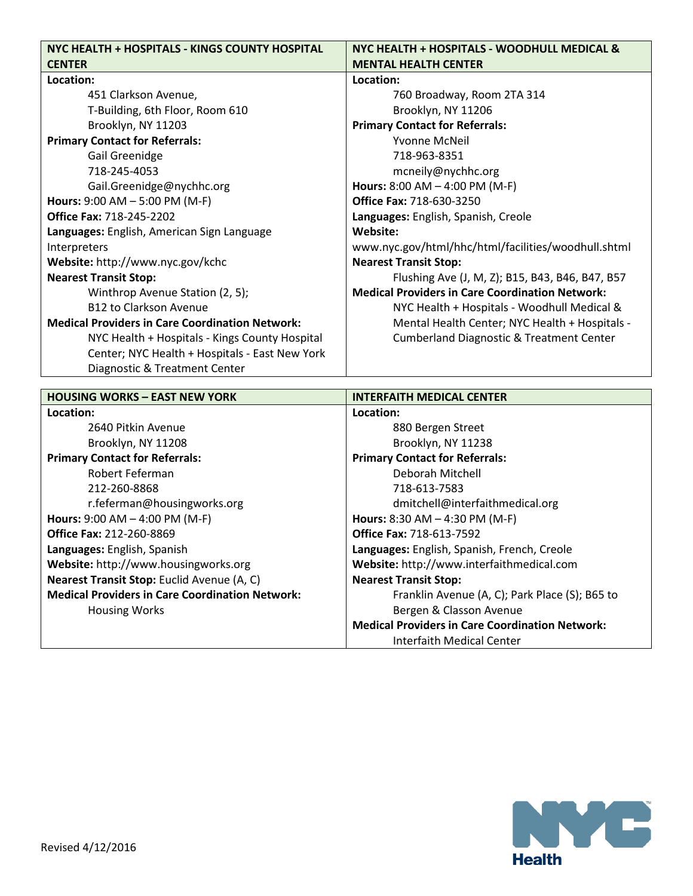| NYC HEALTH + HOSPITALS - KINGS COUNTY HOSPITAL CENTER | NYC HEALTH + HOSPITALS - WOODHULL MEDICAL & MENTAL HEALTH CENTER |
|---|---|
| **Location:**<br>451 Clarkson Avenue,<br>T-Building, 6th Floor, Room 610<br>Brooklyn, NY 11203<br>**Primary Contact for Referrals:**<br>Gail Greenidge<br>718-245-4053<br>Gail.Greenidge@nychhc.org<br>**Hours:** 9:00 AM – 5:00 PM (M-F)<br>**Office Fax:** 718-245-2202<br>**Languages:** English, American Sign Language Interpreters<br>**Website:** http://www.nyc.gov/kchc<br>**Nearest Transit Stop:**<br>Winthrop Avenue Station (2, 5);<br>B12 to Clarkson Avenue<br>**Medical Providers in Care Coordination Network:**<br>NYC Health + Hospitals - Kings County Hospital Center; NYC Health + Hospitals - East New York Diagnostic & Treatment Center | **Location:**<br>760 Broadway, Room 2TA 314<br>Brooklyn, NY 11206<br>**Primary Contact for Referrals:**<br>Yvonne McNeil<br>718-963-8351<br>mcneily@nychhc.org<br>**Hours:** 8:00 AM – 4:00 PM (M-F)<br>**Office Fax:** 718-630-3250<br>**Languages:** English, Spanish, Creole<br>**Website:**<br>www.nyc.gov/html/hhc/html/facilities/woodhull.shtml<br>**Nearest Transit Stop:**<br>Flushing Ave (J, M, Z); B15, B43, B46, B47, B57<br>**Medical Providers in Care Coordination Network:**<br>NYC Health + Hospitals - Woodhull Medical & Mental Health Center; NYC Health + Hospitals - Cumberland Diagnostic & Treatment Center |

| HOUSING WORKS – EAST NEW YORK | INTERFAITH MEDICAL CENTER |
|---|---|
| **Location:**<br>2640 Pitkin Avenue<br>Brooklyn, NY 11208<br>**Primary Contact for Referrals:**<br>Robert Feferman<br>212-260-8868<br>r.feferman@housingworks.org<br>**Hours:** 9:00 AM – 4:00 PM (M-F)<br>**Office Fax:** 212-260-8869<br>**Languages:** English, Spanish<br>**Website:** http://www.housingworks.org<br>**Nearest Transit Stop:** Euclid Avenue (A, C)<br>**Medical Providers in Care Coordination Network:**<br>Housing Works | **Location:**<br>880 Bergen Street<br>Brooklyn, NY 11238<br>**Primary Contact for Referrals:**<br>Deborah Mitchell<br>718-613-7583<br>dmitchell@interfaithmedical.org<br>**Hours:** 8:30 AM – 4:30 PM (M-F)<br>**Office Fax:** 718-613-7592<br>**Languages:** English, Spanish, French, Creole<br>**Website:** http://www.interfaithmedical.com<br>**Nearest Transit Stop:**<br>Franklin Avenue (A, C); Park Place (S); B65 to Bergen & Classon Avenue<br>**Medical Providers in Care Coordination Network:**<br>Interfaith Medical Center |

Revised 4/12/2016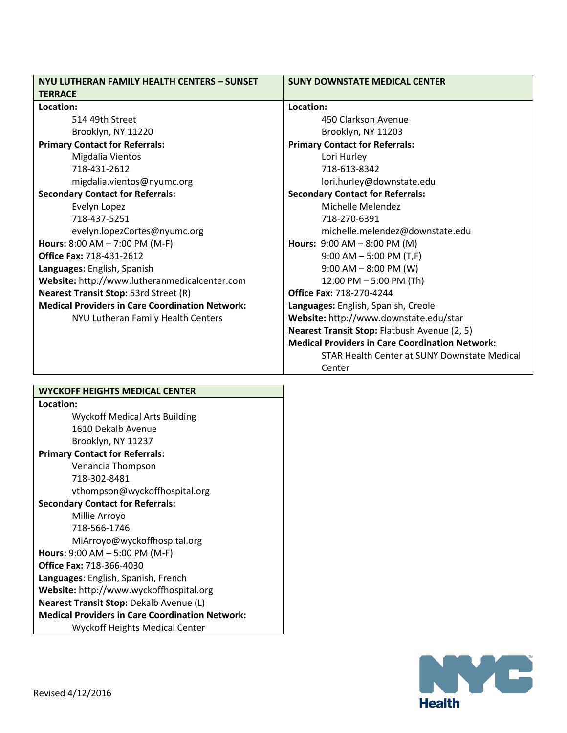| NYU LUTHERAN FAMILY HEALTH CENTERS – SUNSET TERRACE | SUNY DOWNSTATE MEDICAL CENTER |
|---|---|
| **Location:**<br>514 49th Street<br>Brooklyn, NY 11220<br>**Primary Contact for Referrals:**<br>Migdalia Vientos<br>718-431-2612<br>migdalia.vientos@nyumc.org<br>**Secondary Contact for Referrals:**<br>Evelyn Lopez<br>718-437-5251<br>evelyn.lopezCortes@nyumc.org<br>**Hours:** 8:00 AM – 7:00 PM (M-F)<br>**Office Fax:** 718-431-2612<br>**Languages:** English, Spanish<br>**Website:** http://www.lutheranmedicalcenter.com<br>**Nearest Transit Stop:** 53rd Street (R)<br>**Medical Providers in Care Coordination Network:**<br>NYU Lutheran Family Health Centers | **Location:**<br>450 Clarkson Avenue<br>Brooklyn, NY 11203<br>**Primary Contact for Referrals:**<br>Lori Hurley<br>718-613-8342<br>lori.hurley@downstate.edu<br>**Secondary Contact for Referrals:**<br>Michelle Melendez<br>718-270-6391<br>michelle.melendez@downstate.edu<br>**Hours:** 9:00 AM – 8:00 PM (M)<br>9:00 AM – 5:00 PM (T,F)<br>9:00 AM – 8:00 PM (W)<br>12:00 PM – 5:00 PM (Th)<br>**Office Fax:** 718-270-4244<br>**Languages:** English, Spanish, Creole<br>**Website:** http://www.downstate.edu/star<br>**Nearest Transit Stop:** Flatbush Avenue (2, 5)<br>**Medical Providers in Care Coordination Network:**<br>STAR Health Center at SUNY Downstate Medical Center |

| WYCKOFF HEIGHTS MEDICAL CENTER |
|---|
| **Location:**<br>Wyckoff Medical Arts Building<br>1610 Dekalb Avenue<br>Brooklyn, NY 11237<br>**Primary Contact for Referrals:**<br>Venancia Thompson<br>718-302-8481<br>vthompson@wyckoffhospital.org<br>**Secondary Contact for Referrals:**<br>Millie Arroyo<br>718-566-1746<br>MiArroyo@wyckoffhospital.org<br>**Hours:** 9:00 AM – 5:00 PM (M-F)<br>**Office Fax:** 718-366-4030<br>**Languages**: English, Spanish, French<br>**Website:** http://www.wyckoffhospital.org<br>**Nearest Transit Stop:** Dekalb Avenue (L)<br>**Medical Providers in Care Coordination Network:**<br>Wyckoff Heights Medical Center |

Revised 4/12/2016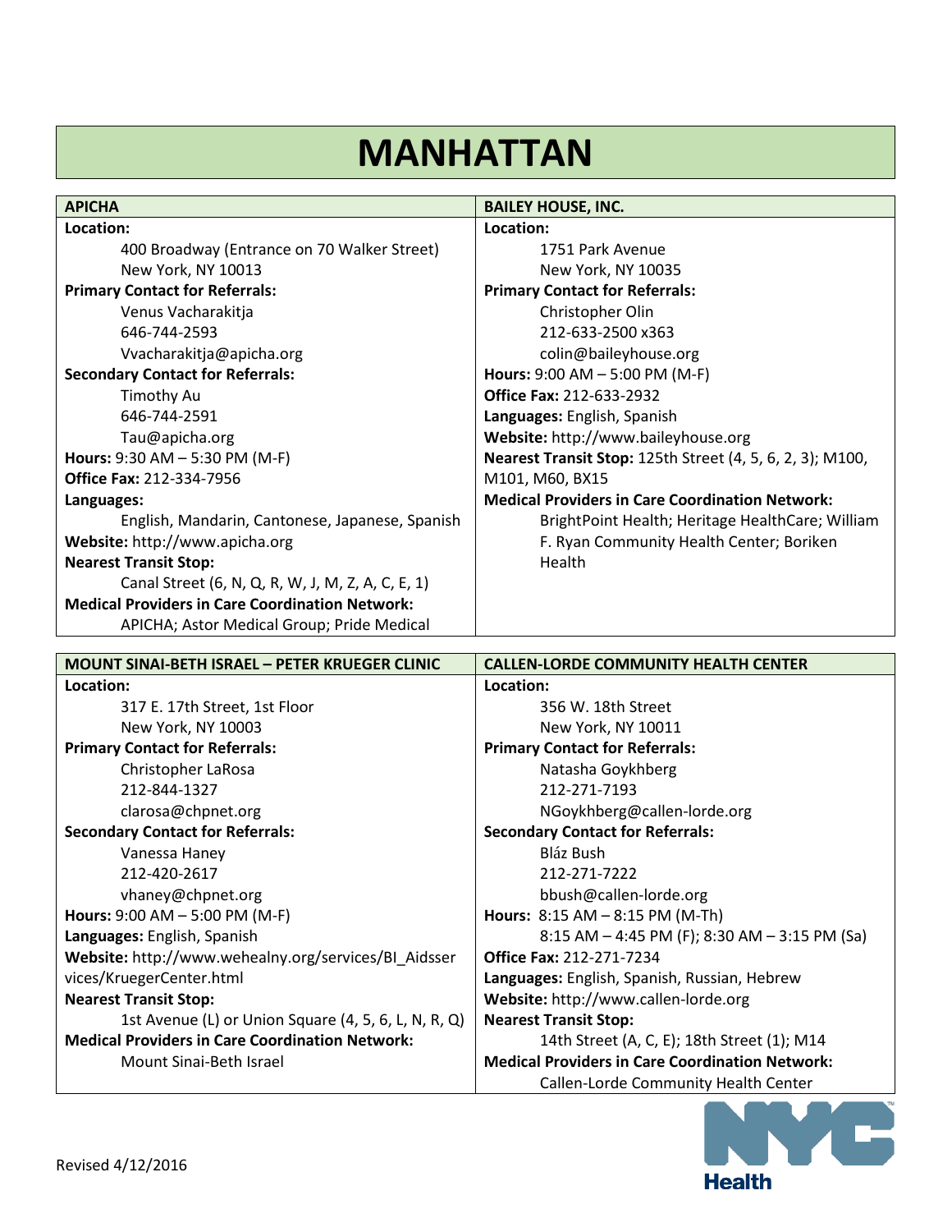# MANHATTAN

## APICHA

**Location:**

400 Broadway (Entrance on 70 Walker Street)
New York, NY 10013

**Primary Contact for Referrals:**

Venus Vacharakitja
646-744-2593
Vvacharakitja@apicha.org

**Secondary Contact for Referrals:**

Timothy Au
646-744-2591
Tau@apicha.org

**Hours:** 9:30 AM – 5:30 PM (M-F)

**Office Fax:** 212-334-7956

**Languages:**

English, Mandarin, Cantonese, Japanese, Spanish

**Website:** http://www.apicha.org

**Nearest Transit Stop:**

Canal Street (6, N, Q, R, W, J, M, Z, A, C, E, 1)

**Medical Providers in Care Coordination Network:**

APICHA; Astor Medical Group; Pride Medical

## BAILEY HOUSE, INC.

**Location:**

1751 Park Avenue
New York, NY 10035

**Primary Contact for Referrals:**

Christopher Olin
212-633-2500 x363
colin@baileyhouse.org

**Hours:** 9:00 AM – 5:00 PM (M-F)

**Office Fax:** 212-633-2932

**Languages:** English, Spanish

**Website:** http://www.baileyhouse.org

**Nearest Transit Stop:** 125th Street (4, 5, 6, 2, 3); M100, M101, M60, BX15

**Medical Providers in Care Coordination Network:**

BrightPoint Health; Heritage HealthCare; William F. Ryan Community Health Center; Boriken Health

## MOUNT SINAI-BETH ISRAEL – PETER KRUEGER CLINIC

**Location:**

317 E. 17th Street, 1st Floor
New York, NY 10003

**Primary Contact for Referrals:**

Christopher LaRosa
212-844-1327
clarosa@chpnet.org

**Secondary Contact for Referrals:**

Vanessa Haney
212-420-2617
vhaney@chpnet.org

**Hours:** 9:00 AM – 5:00 PM (M-F)

**Languages:** English, Spanish

**Website:** http://www.wehealny.org/services/BI_Aidsservices/KruegerCenter.html

**Nearest Transit Stop:**

1st Avenue (L) or Union Square (4, 5, 6, L, N, R, Q)

**Medical Providers in Care Coordination Network:**

Mount Sinai-Beth Israel

## CALLEN-LORDE COMMUNITY HEALTH CENTER

**Location:**

356 W. 18th Street
New York, NY 10011

**Primary Contact for Referrals:**

Natasha Goykhberg
212-271-7193
NGoykhberg@callen-lorde.org

**Secondary Contact for Referrals:**

Bláz Bush
212-271-7222
bbush@callen-lorde.org

**Hours:** 8:15 AM – 8:15 PM (M-Th)
8:15 AM – 4:45 PM (F); 8:30 AM – 3:15 PM (Sa)

**Office Fax:** 212-271-7234

**Languages:** English, Spanish, Russian, Hebrew

**Website:** http://www.callen-lorde.org

**Nearest Transit Stop:**

14th Street (A, C, E); 18th Street (1); M14

**Medical Providers in Care Coordination Network:**

Callen-Lorde Community Health Center

Revised 4/12/2016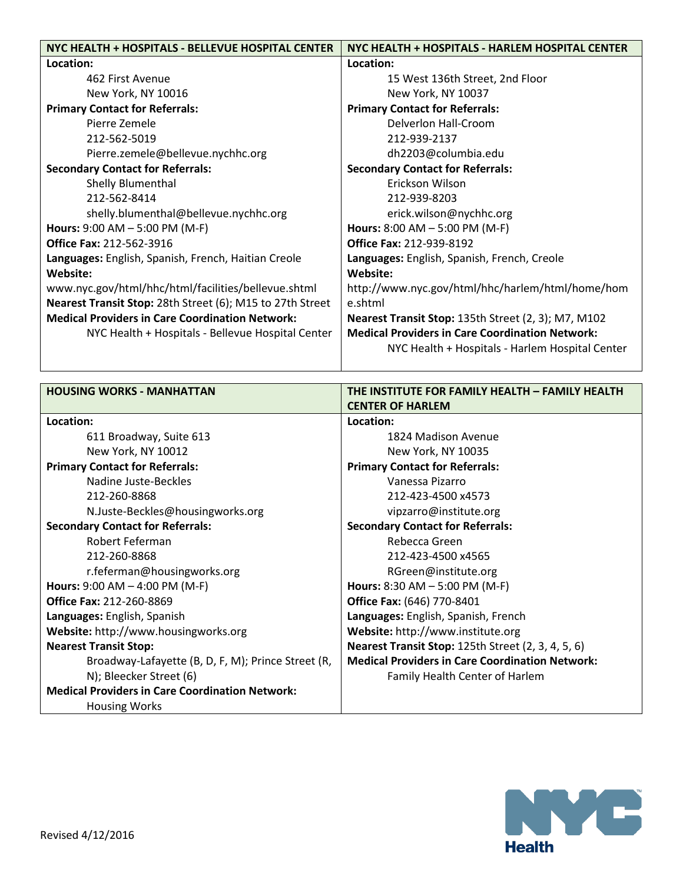| NYC HEALTH + HOSPITALS - BELLEVUE HOSPITAL CENTER | NYC HEALTH + HOSPITALS - HARLEM HOSPITAL CENTER |
|---|---|
| **Location:**<br>462 First Avenue<br>New York, NY 10016 | **Location:**<br>15 West 136th Street, 2nd Floor<br>New York, NY 10037 |
| **Primary Contact for Referrals:**<br>Pierre Zemele<br>212-562-5019<br>Pierre.zemele@bellevue.nychhc.org | **Primary Contact for Referrals:**<br>Delverlon Hall-Croom<br>212-939-2137<br>dh2203@columbia.edu |
| **Secondary Contact for Referrals:**<br>Shelly Blumenthal<br>212-562-8414<br>shelly.blumenthal@bellevue.nychhc.org | **Secondary Contact for Referrals:**<br>Erickson Wilson<br>212-939-8203<br>erick.wilson@nychhc.org |
| **Hours:** 9:00 AM – 5:00 PM (M-F) | **Hours:** 8:00 AM – 5:00 PM (M-F) |
| **Office Fax:** 212-562-3916 | **Office Fax:** 212-939-8192 |
| **Languages:** English, Spanish, French, Haitian Creole | **Languages:** English, Spanish, French, Creole |
| **Website:**<br>www.nyc.gov/html/hhc/html/facilities/bellevue.shtml | **Website:**<br>http://www.nyc.gov/html/hhc/harlem/html/home/home.shtml |
| **Nearest Transit Stop:** 28th Street (6); M15 to 27th Street | **Nearest Transit Stop:** 135th Street (2, 3); M7, M102 |
| **Medical Providers in Care Coordination Network:**<br>NYC Health + Hospitals - Bellevue Hospital Center | **Medical Providers in Care Coordination Network:**<br>NYC Health + Hospitals - Harlem Hospital Center |

| HOUSING WORKS - MANHATTAN | THE INSTITUTE FOR FAMILY HEALTH – FAMILY HEALTH CENTER OF HARLEM |
|---|---|
| **Location:**<br>611 Broadway, Suite 613<br>New York, NY 10012 | **Location:**<br>1824 Madison Avenue<br>New York, NY 10035 |
| **Primary Contact for Referrals:**<br>Nadine Juste-Beckles<br>212-260-8868<br>N.Juste-Beckles@housingworks.org | **Primary Contact for Referrals:**<br>Vanessa Pizarro<br>212-423-4500 x4573<br>vipzarro@institute.org |
| **Secondary Contact for Referrals:**<br>Robert Feferman<br>212-260-8868<br>r.feferman@housingworks.org | **Secondary Contact for Referrals:**<br>Rebecca Green<br>212-423-4500 x4565<br>RGreen@institute.org |
| **Hours:** 9:00 AM – 4:00 PM (M-F) | **Hours:** 8:30 AM – 5:00 PM (M-F) |
| **Office Fax:** 212-260-8869 | **Office Fax:** (646) 770-8401 |
| **Languages:** English, Spanish | **Languages:** English, Spanish, French |
| **Website:** http://www.housingworks.org | **Website:** http://www.institute.org |
| **Nearest Transit Stop:**<br>Broadway-Lafayette (B, D, F, M); Prince Street (R, N); Bleecker Street (6) | **Nearest Transit Stop:** 125th Street (2, 3, 4, 5, 6) |
| **Medical Providers in Care Coordination Network:**<br>Housing Works | **Medical Providers in Care Coordination Network:**<br>Family Health Center of Harlem |

Revised 4/12/2016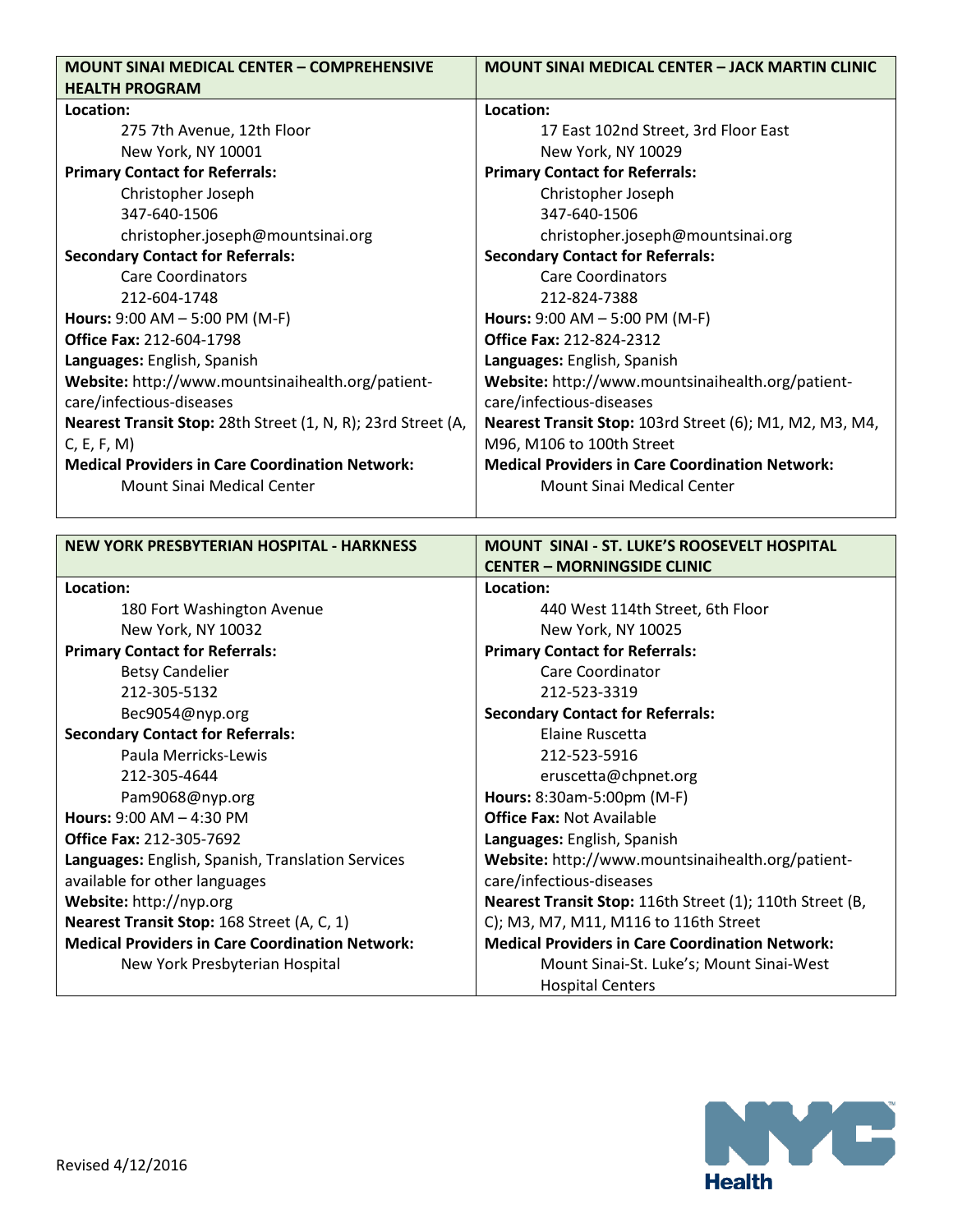| MOUNT SINAI MEDICAL CENTER – COMPREHENSIVE HEALTH PROGRAM | MOUNT SINAI MEDICAL CENTER – JACK MARTIN CLINIC |
|---|---|
| **Location:**<br>275 7th Avenue, 12th Floor<br>New York, NY 10001<br>**Primary Contact for Referrals:**<br>Christopher Joseph<br>347-640-1506<br>christopher.joseph@mountsinai.org<br>**Secondary Contact for Referrals:**<br>Care Coordinators<br>212-604-1748<br>**Hours:** 9:00 AM – 5:00 PM (M-F)<br>**Office Fax:** 212-604-1798<br>**Languages:** English, Spanish<br>**Website:** http://www.mountsinaihealth.org/patient-care/infectious-diseases<br>**Nearest Transit Stop:** 28th Street (1, N, R); 23rd Street (A, C, E, F, M)<br>**Medical Providers in Care Coordination Network:**<br>Mount Sinai Medical Center | **Location:**<br>17 East 102nd Street, 3rd Floor East<br>New York, NY 10029<br>**Primary Contact for Referrals:**<br>Christopher Joseph<br>347-640-1506<br>christopher.joseph@mountsinai.org<br>**Secondary Contact for Referrals:**<br>Care Coordinators<br>212-824-7388<br>**Hours:** 9:00 AM – 5:00 PM (M-F)<br>**Office Fax:** 212-824-2312<br>**Languages:** English, Spanish<br>**Website:** http://www.mountsinaihealth.org/patient-care/infectious-diseases<br>**Nearest Transit Stop:** 103rd Street (6); M1, M2, M3, M4, M96, M106 to 100th Street<br>**Medical Providers in Care Coordination Network:**<br>Mount Sinai Medical Center |

| NEW YORK PRESBYTERIAN HOSPITAL - HARKNESS | MOUNT SINAI - ST. LUKE'S ROOSEVELT HOSPITAL CENTER – MORNINGSIDE CLINIC |
|---|---|
| **Location:**<br>180 Fort Washington Avenue<br>New York, NY 10032<br>**Primary Contact for Referrals:**<br>Betsy Candelier<br>212-305-5132<br>Bec9054@nyp.org<br>**Secondary Contact for Referrals:**<br>Paula Merricks-Lewis<br>212-305-4644<br>Pam9068@nyp.org<br>**Hours:** 9:00 AM – 4:30 PM<br>**Office Fax:** 212-305-7692<br>**Languages:** English, Spanish, Translation Services available for other languages<br>**Website:** http://nyp.org<br>**Nearest Transit Stop:** 168 Street (A, C, 1)<br>**Medical Providers in Care Coordination Network:**<br>New York Presbyterian Hospital | **Location:**<br>440 West 114th Street, 6th Floor<br>New York, NY 10025<br>**Primary Contact for Referrals:**<br>Care Coordinator<br>212-523-3319<br>**Secondary Contact for Referrals:**<br>Elaine Ruscetta<br>212-523-5916<br>eruscetta@chpnet.org<br>**Hours:** 8:30am-5:00pm (M-F)<br>**Office Fax:** Not Available<br>**Languages:** English, Spanish<br>**Website:** http://www.mountsinaihealth.org/patient-care/infectious-diseases<br>**Nearest Transit Stop:** 116th Street (1); 110th Street (B, C); M3, M7, M11, M116 to 116th Street<br>**Medical Providers in Care Coordination Network:**<br>Mount Sinai-St. Luke's; Mount Sinai-West Hospital Centers |

Revised 4/12/2016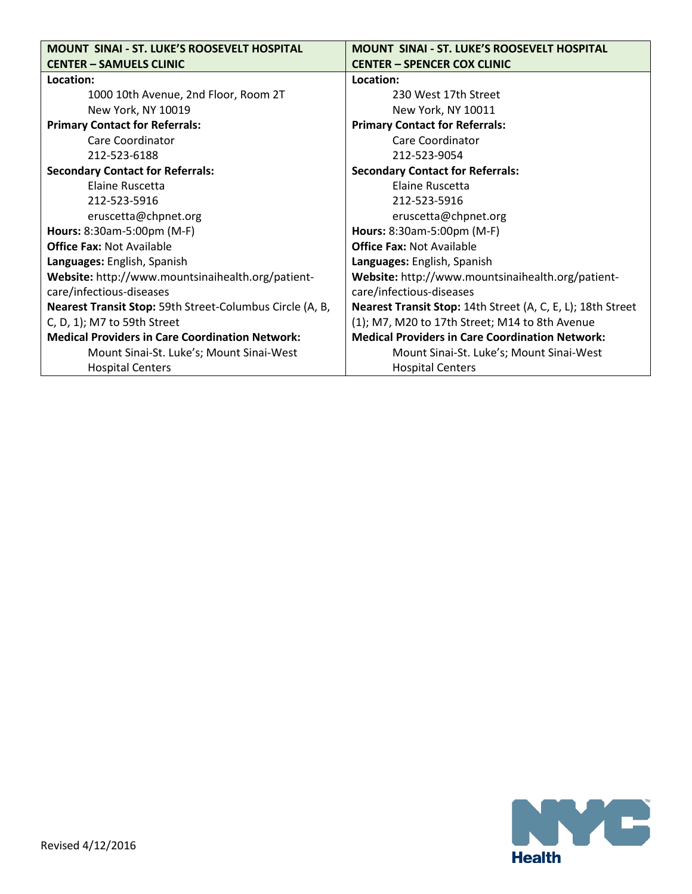| MOUNT SINAI - ST. LUKE'S ROOSEVELT HOSPITAL CENTER – SAMUELS CLINIC | MOUNT SINAI - ST. LUKE'S ROOSEVELT HOSPITAL CENTER – SPENCER COX CLINIC |
|---|---|
| **Location:**<br>1000 10th Avenue, 2nd Floor, Room 2T<br>New York, NY 10019 | **Location:**<br>230 West 17th Street<br>New York, NY 10011 |
| **Primary Contact for Referrals:**<br>Care Coordinator<br>212-523-6188 | **Primary Contact for Referrals:**<br>Care Coordinator<br>212-523-9054 |
| **Secondary Contact for Referrals:**<br>Elaine Ruscetta<br>212-523-5916<br>eruscetta@chpnet.org | **Secondary Contact for Referrals:**<br>Elaine Ruscetta<br>212-523-5916<br>eruscetta@chpnet.org |
| **Hours:** 8:30am-5:00pm (M-F) | **Hours:** 8:30am-5:00pm (M-F) |
| **Office Fax:** Not Available | **Office Fax:** Not Available |
| **Languages:** English, Spanish | **Languages:** English, Spanish |
| **Website:** http://www.mountsinaihealth.org/patient-care/infectious-diseases | **Website:** http://www.mountsinaihealth.org/patient-care/infectious-diseases |
| **Nearest Transit Stop:** 59th Street-Columbus Circle (A, B, C, D, 1); M7 to 59th Street | **Nearest Transit Stop:** 14th Street (A, C, E, L); 18th Street (1); M7, M20 to 17th Street; M14 to 8th Avenue |
| **Medical Providers in Care Coordination Network:**<br>Mount Sinai-St. Luke's; Mount Sinai-West Hospital Centers | **Medical Providers in Care Coordination Network:**<br>Mount Sinai-St. Luke's; Mount Sinai-West Hospital Centers |

Revised 4/12/2016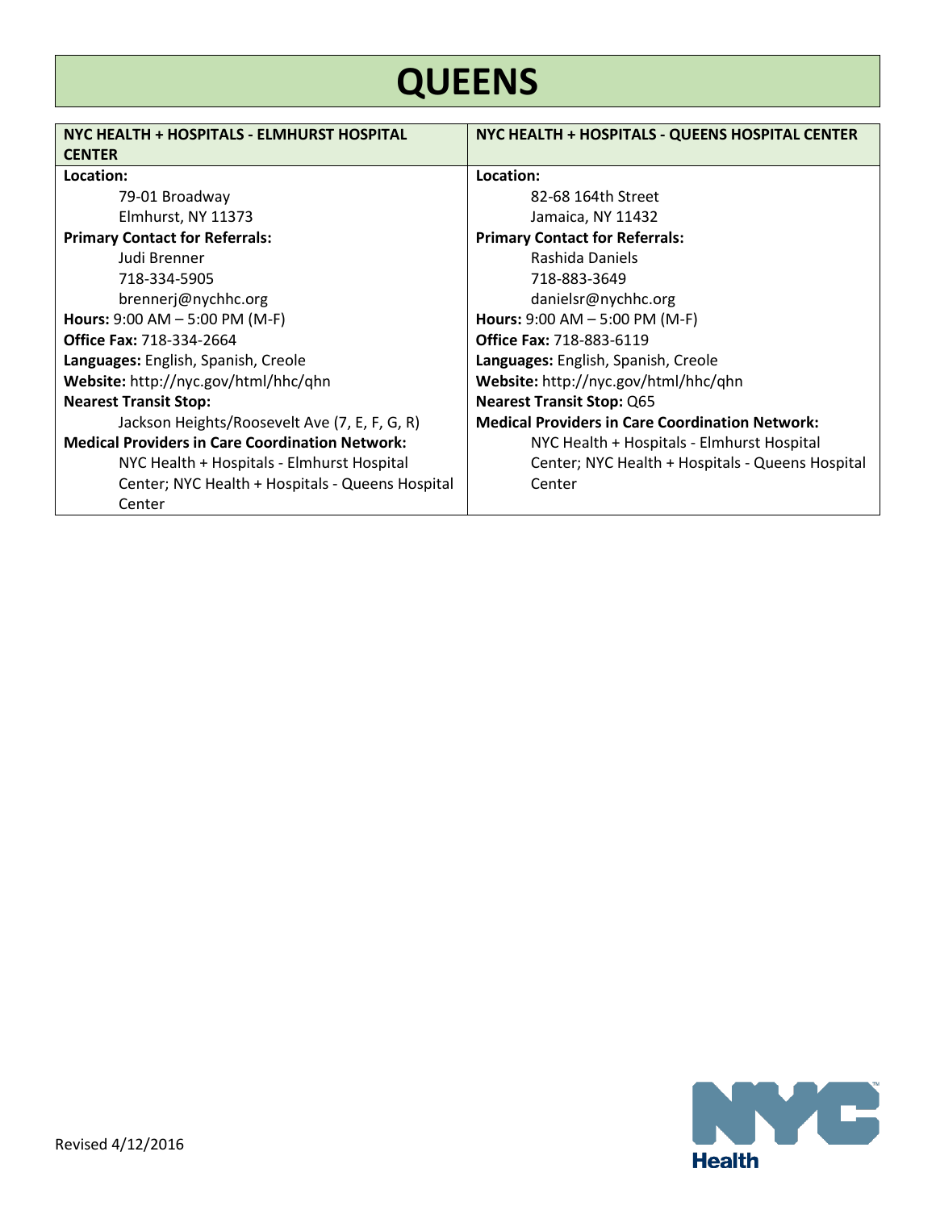# QUEENS

| NYC HEALTH + HOSPITALS - ELMHURST HOSPITAL CENTER | NYC HEALTH + HOSPITALS - QUEENS HOSPITAL CENTER |
|---|---|
| **Location:**<br>79-01 Broadway<br>Elmhurst, NY 11373<br>**Primary Contact for Referrals:**<br>Judi Brenner<br>718-334-5905<br>brennerj@nychhc.org<br>**Hours:** 9:00 AM – 5:00 PM (M-F)<br>**Office Fax:** 718-334-2664<br>**Languages:** English, Spanish, Creole<br>**Website:** http://nyc.gov/html/hhc/qhn<br>**Nearest Transit Stop:**<br>Jackson Heights/Roosevelt Ave (7, E, F, G, R)<br>**Medical Providers in Care Coordination Network:**<br>NYC Health + Hospitals - Elmhurst Hospital Center; NYC Health + Hospitals - Queens Hospital Center | **Location:**<br>82-68 164th Street<br>Jamaica, NY 11432<br>**Primary Contact for Referrals:**<br>Rashida Daniels<br>718-883-3649<br>danielsr@nychhc.org<br>**Hours:** 9:00 AM – 5:00 PM (M-F)<br>**Office Fax:** 718-883-6119<br>**Languages:** English, Spanish, Creole<br>**Website:** http://nyc.gov/html/hhc/qhn<br>**Nearest Transit Stop:** Q65<br>**Medical Providers in Care Coordination Network:**<br>NYC Health + Hospitals - Elmhurst Hospital Center; NYC Health + Hospitals - Queens Hospital Center |

Revised 4/12/2016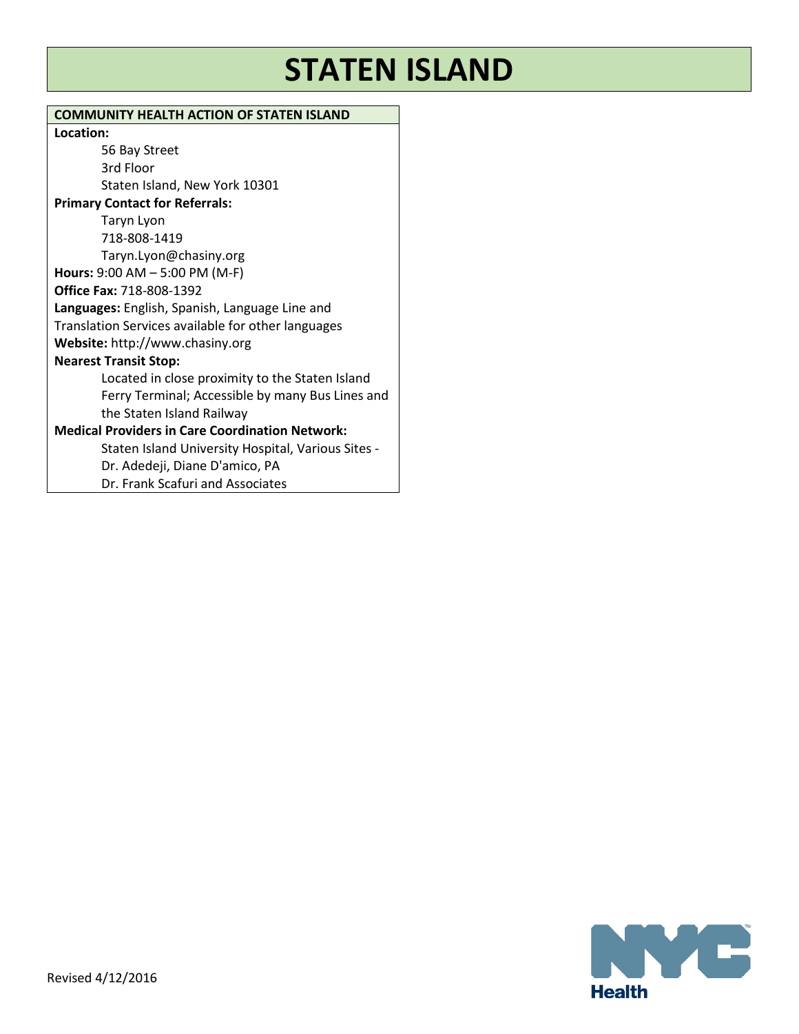# STATEN ISLAND

## COMMUNITY HEALTH ACTION OF STATEN ISLAND

**Location:**

56 Bay Street
3rd Floor
Staten Island, New York 10301

**Primary Contact for Referrals:**

Taryn Lyon
718-808-1419
Taryn.Lyon@chasiny.org

**Hours:** 9:00 AM – 5:00 PM (M-F)

**Office Fax:** 718-808-1392

**Languages:** English, Spanish, Language Line and Translation Services available for other languages

**Website:** http://www.chasiny.org

**Nearest Transit Stop:**

Located in close proximity to the Staten Island Ferry Terminal; Accessible by many Bus Lines and the Staten Island Railway

**Medical Providers in Care Coordination Network:**

Staten Island University Hospital, Various Sites - Dr. Adedeji, Diane D'amico, PA
Dr. Frank Scafuri and Associates

Revised 4/12/2016